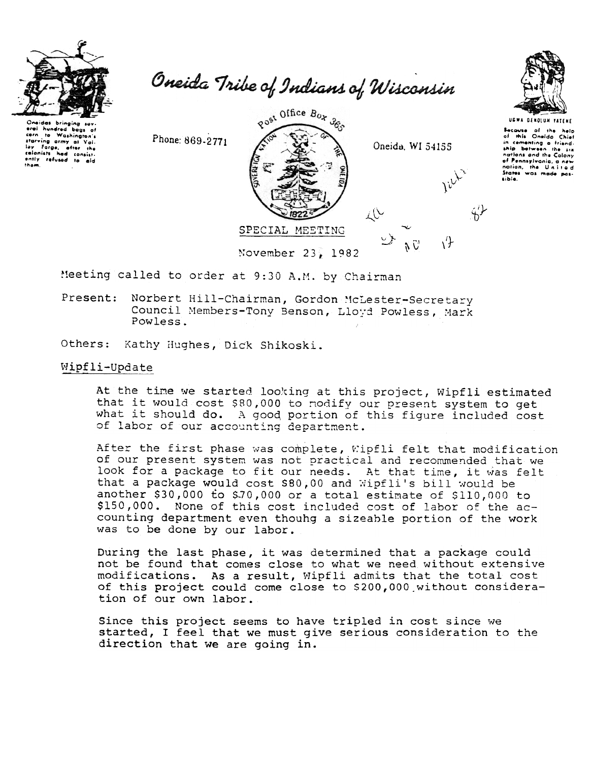# Oneida Tribe of Indians of Wisconsin

Oneidas bringing several hundred bags of corn to Washington's starving army at Valley Forge, after the colonists had consistently refused to aid them.

Phone: 869-2771

Post Office Box 365

Oneida, WI 54155

UGWA DENOLUN YATEHE

Because of the help of this Oneida Chief in cementing a friendship between the six nations and the Colony of Pennsylvania, a new nation, the United States was made possible.

SPECIAL MEETING

November 23, 1982

Meeting called to order at 9:30 A.M. by Chairman

Present: Norbert Hill-Chairman, Gordon McLester-Secretary Council Members-Tony Benson, Lloyd Powless, Mark Powless.

Others: Kathy Hughes, Dick Shikoski.

## Wipfli-Update

At the time we started looking at this project, Wipfli estimated that it would cost $80,000 to modify our present system to get what it should do. A good portion of this figure included cost of labor of our accounting department.

After the first phase was complete, Wipfli felt that modification of our present system was not practical and recommended that we look for a package to fit our needs. At that time, it was felt that a package would cost $80,00 and Wipfli's bill would be another $30,000 to $70,000 or a total estimate of $110,000 to $150,000. None of this cost included cost of labor of the accounting department even thouhg a sizeable portion of the work was to be done by our labor.

During the last phase, it was determined that a package could not be found that comes close to what we need without extensive modifications. As a result, Wipfli admits that the total cost of this project could come close to $200,000 without consideration of our own labor.

Since this project seems to have tripled in cost since we started, I feel that we must give serious consideration to the direction that we are going in.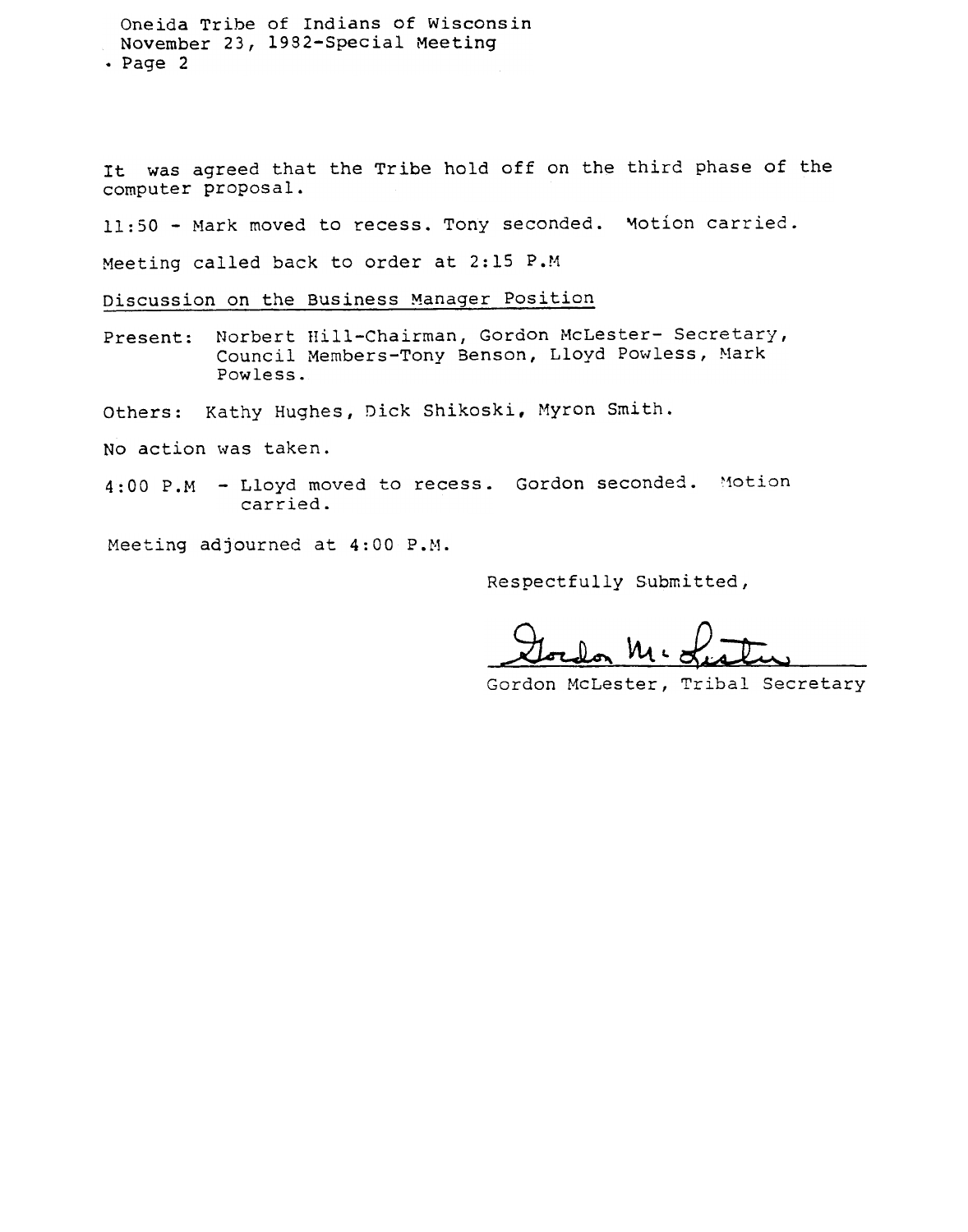It was agreed that the Tribe hold off on the third phase of the computer proposal.

11:50 - Mark moved to recess. Tony seconded. Motion carried.

Meeting called back to order at 2:15 P.M

Discussion on the Business Manager Position

Present: Norbert Hill-Chairman, Gordon McLester- Secretary, Council Members-Tony Benson, Lloyd Powless, Mark Powless.

Others: Kathy Hughes, Dick Shikoski, Myron Smith.

No action was taken.

4:00 P.M - Lloyd moved to recess. Gordon seconded. Motion carried.

Meeting adjourned at 4:00 P.M.

Respectfully Submitted,

Gordon McLester

Gordon McLester, Tribal Secretary